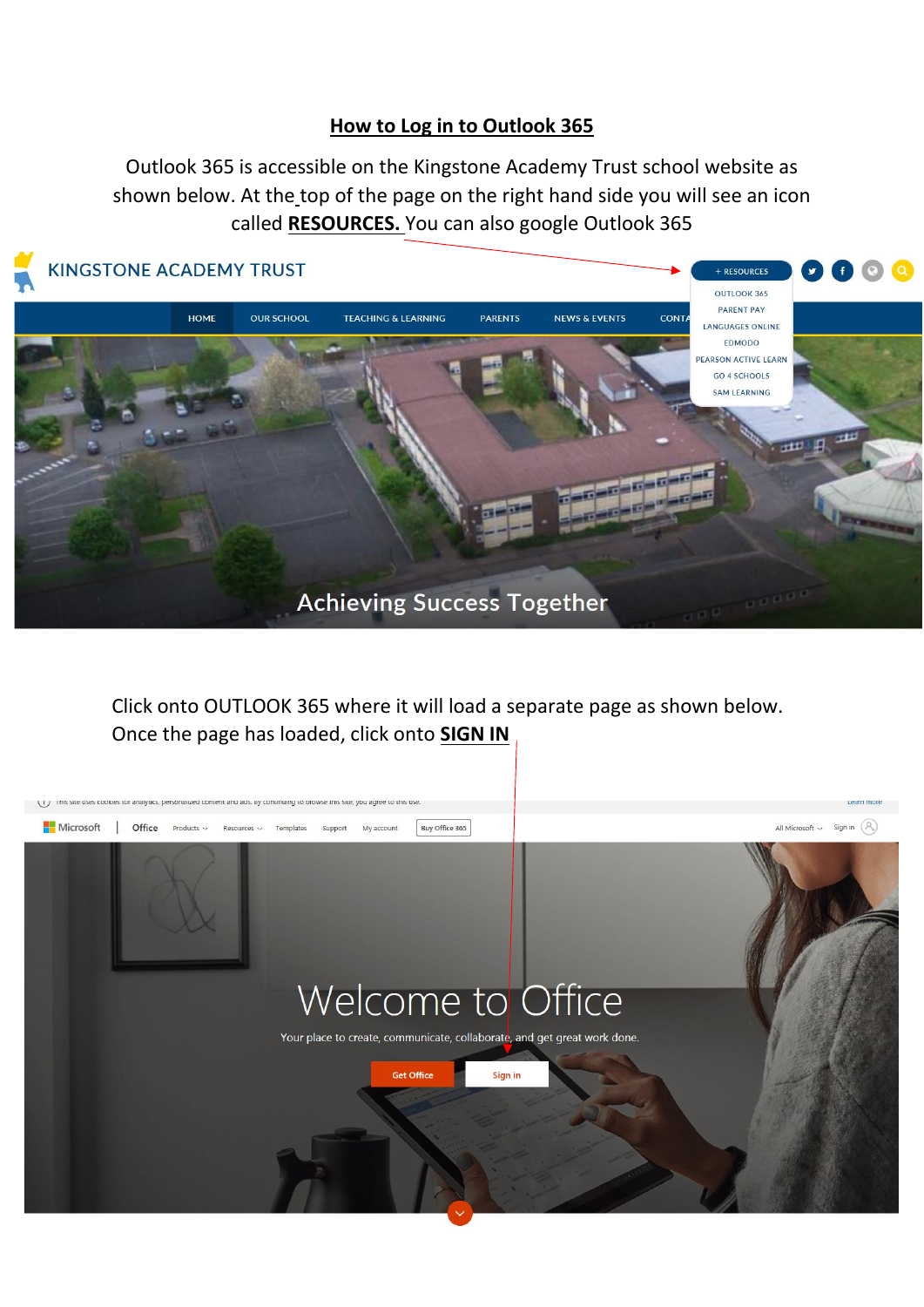# **How to Log in to Outlook 365**

Outlook 365 is accessible on the Kingstone Academy Trust school website as shown below. At the top of the page on the right hand side you will see an icon called **RESOURCES.** You can also google Outlook 365

Click onto OUTLOOK 365 where it will load a separate page as shown below. Once the page has loaded, click onto **SIGN IN**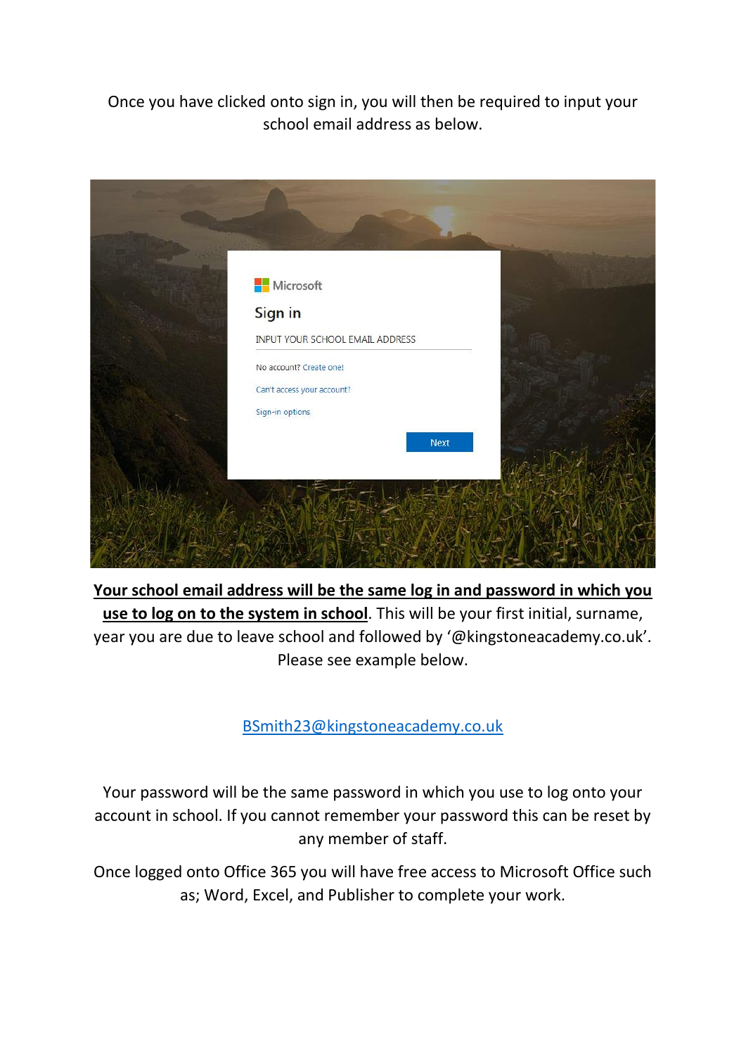Once you have clicked onto sign in, you will then be required to input your school email address as below.

Microsoft

Sign in

INPUT YOUR SCHOOL EMAIL ADDRESS

No account? Create one!

Can't access your account?

Sign-in options

Next

**Your school email address will be the same log in and password in which you use to log on to the system in school**. This will be your first initial, surname, year you are due to leave school and followed by '@kingstoneacademy.co.uk'. Please see example below.

BSmith23@kingstoneacademy.co.uk

Your password will be the same password in which you use to log onto your account in school. If you cannot remember your password this can be reset by any member of staff.

Once logged onto Office 365 you will have free access to Microsoft Office such as; Word, Excel, and Publisher to complete your work.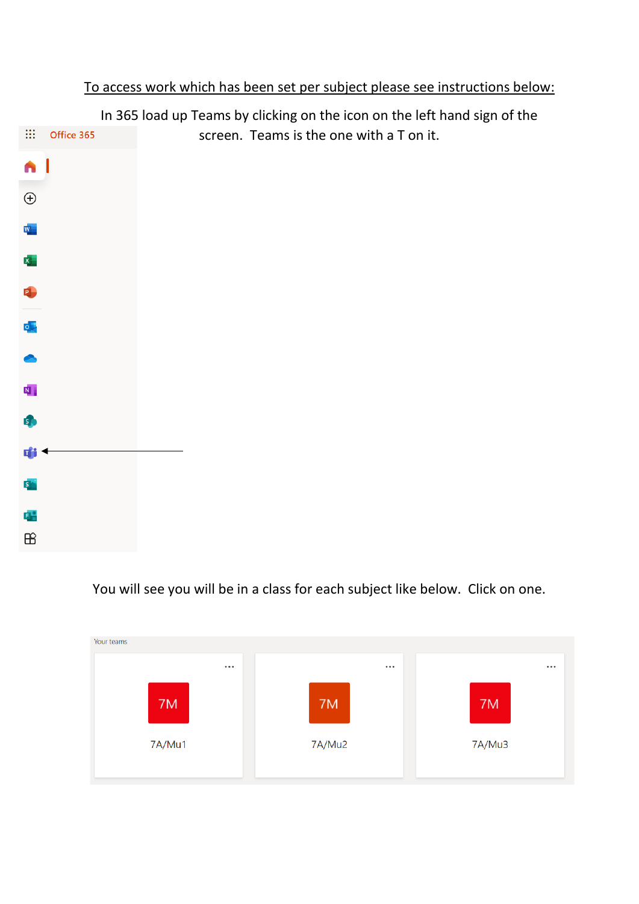<u>To access work which has been set per subject please see instructions below:</u>

In 365 load up Teams by clicking on the icon on the left hand sign of the screen. Teams is the one with a T on it.

Office 365

You will see you will be in a class for each subject like below. Click on one.

Your teams

7M 7A/Mu1

7M 7A/Mu2

7M 7A/Mu3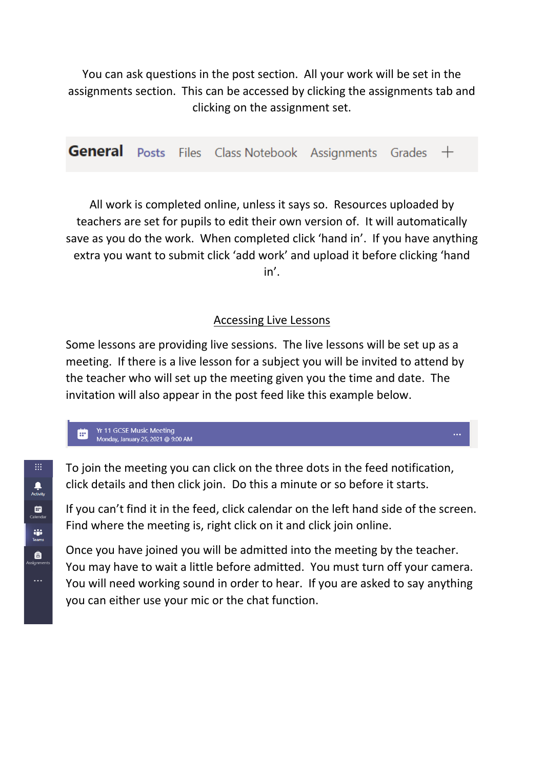You can ask questions in the post section. All your work will be set in the assignments section. This can be accessed by clicking the assignments tab and clicking on the assignment set.

General Posts Files Class Notebook Assignments Grades +

All work is completed online, unless it says so. Resources uploaded by teachers are set for pupils to edit their own version of. It will automatically save as you do the work. When completed click 'hand in'. If you have anything extra you want to submit click 'add work' and upload it before clicking 'hand in'.

## Accessing Live Lessons

Some lessons are providing live sessions. The live lessons will be set up as a meeting. If there is a live lesson for a subject you will be invited to attend by the teacher who will set up the meeting given you the time and date. The invitation will also appear in the post feed like this example below.

Yr 11 GCSE Music Meeting
Monday, January 25, 2021 @ 9:00 AM

Activity
Calendar
Teams
Assignments

To join the meeting you can click on the three dots in the feed notification, click details and then click join. Do this a minute or so before it starts.

If you can't find it in the feed, click calendar on the left hand side of the screen. Find where the meeting is, right click on it and click join online.

Once you have joined you will be admitted into the meeting by the teacher. You may have to wait a little before admitted. You must turn off your camera. You will need working sound in order to hear. If you are asked to say anything you can either use your mic or the chat function.